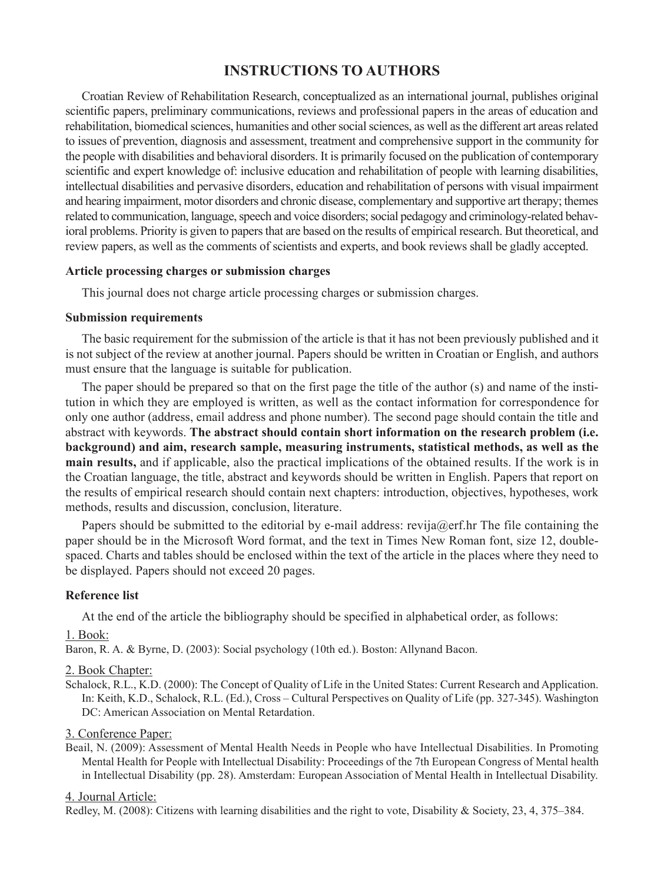# INSTRUCTIONS TO AUTHORS

Croatian Review of Rehabilitation Research, conceptualized as an international journal, publishes original scientific papers, preliminary communications, reviews and professional papers in the areas of education and rehabilitation, biomedical sciences, humanities and other social sciences, as well as the different art areas related to issues of prevention, diagnosis and assessment, treatment and comprehensive support in the community for the people with disabilities and behavioral disorders. It is primarily focused on the publication of contemporary scientific and expert knowledge of: inclusive education and rehabilitation of people with learning disabilities, intellectual disabilities and pervasive disorders, education and rehabilitation of persons with visual impairment and hearing impairment, motor disorders and chronic disease, complementary and supportive art therapy; themes related to communication, language, speech and voice disorders; social pedagogy and criminology-related behavioral problems. Priority is given to papers that are based on the results of empirical research. But theoretical, and review papers, as well as the comments of scientists and experts, and book reviews shall be gladly accepted.

### Article processing charges or submission charges

This journal does not charge article processing charges or submission charges.

### Submission requirements

The basic requirement for the submission of the article is that it has not been previously published and it is not subject of the review at another journal. Papers should be written in Croatian or English, and authors must ensure that the language is suitable for publication.

The paper should be prepared so that on the first page the title of the author (s) and name of the institution in which they are employed is written, as well as the contact information for correspondence for only one author (address, email address and phone number). The second page should contain the title and abstract with keywords. **The abstract should contain short information on the research problem (i.e. background) and aim, research sample, measuring instruments, statistical methods, as well as the main results,** and if applicable, also the practical implications of the obtained results. If the work is in the Croatian language, the title, abstract and keywords should be written in English. Papers that report on the results of empirical research should contain next chapters: introduction, objectives, hypotheses, work methods, results and discussion, conclusion, literature.

Papers should be submitted to the editorial by e-mail address: revija@erf.hr The file containing the paper should be in the Microsoft Word format, and the text in Times New Roman font, size 12, double-spaced. Charts and tables should be enclosed within the text of the article in the places where they need to be displayed. Papers should not exceed 20 pages.

### Reference list

At the end of the article the bibliography should be specified in alphabetical order, as follows:

1. Book:

Baron, R. A. & Byrne, D. (2003): Social psychology (10th ed.). Boston: Allynand Bacon.

2. Book Chapter:

Schalock, R.L., K.D. (2000): The Concept of Quality of Life in the United States: Current Research and Application. In: Keith, K.D., Schalock, R.L. (Ed.), Cross – Cultural Perspectives on Quality of Life (pp. 327-345). Washington DC: American Association on Mental Retardation.

3. Conference Paper:

Beail, N. (2009): Assessment of Mental Health Needs in People who have Intellectual Disabilities. In Promoting Mental Health for People with Intellectual Disability: Proceedings of the 7th European Congress of Mental health in Intellectual Disability (pp. 28). Amsterdam: European Association of Mental Health in Intellectual Disability.

4. Journal Article:

Redley, M. (2008): Citizens with learning disabilities and the right to vote, Disability & Society, 23, 4, 375–384.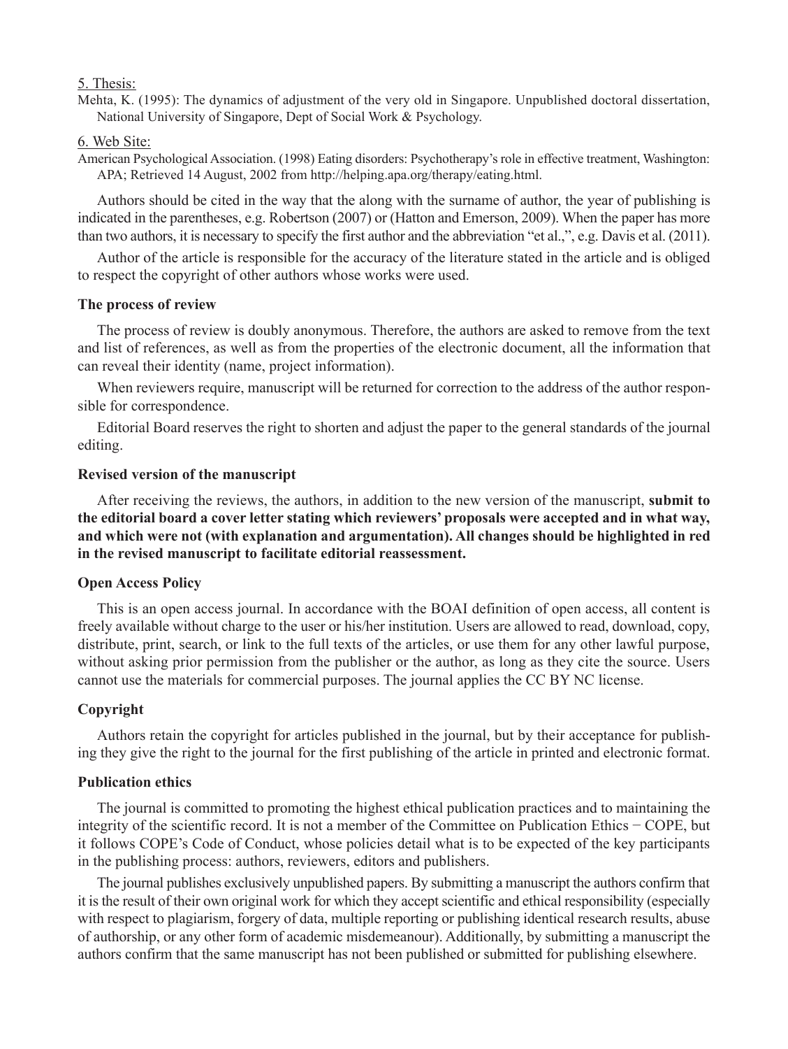5. Thesis:

Mehta, K. (1995): The dynamics of adjustment of the very old in Singapore. Unpublished doctoral dissertation, National University of Singapore, Dept of Social Work & Psychology.

6. Web Site:

American Psychological Association. (1998) Eating disorders: Psychotherapy's role in effective treatment, Washington: APA; Retrieved 14 August, 2002 from http://helping.apa.org/therapy/eating.html.

Authors should be cited in the way that the along with the surname of author, the year of publishing is indicated in the parentheses, e.g. Robertson (2007) or (Hatton and Emerson, 2009). When the paper has more than two authors, it is necessary to specify the first author and the abbreviation "et al.,", e.g. Davis et al. (2011).

Author of the article is responsible for the accuracy of the literature stated in the article and is obliged to respect the copyright of other authors whose works were used.

**The process of review**

The process of review is doubly anonymous. Therefore, the authors are asked to remove from the text and list of references, as well as from the properties of the electronic document, all the information that can reveal their identity (name, project information).

When reviewers require, manuscript will be returned for correction to the address of the author responsible for correspondence.

Editorial Board reserves the right to shorten and adjust the paper to the general standards of the journal editing.

**Revised version of the manuscript**

After receiving the reviews, the authors, in addition to the new version of the manuscript, **submit to the editorial board a cover letter stating which reviewers' proposals were accepted and in what way, and which were not (with explanation and argumentation). All changes should be highlighted in red in the revised manuscript to facilitate editorial reassessment.**

**Open Access Policy**

This is an open access journal. In accordance with the BOAI definition of open access, all content is freely available without charge to the user or his/her institution. Users are allowed to read, download, copy, distribute, print, search, or link to the full texts of the articles, or use them for any other lawful purpose, without asking prior permission from the publisher or the author, as long as they cite the source. Users cannot use the materials for commercial purposes. The journal applies the CC BY NC license.

**Copyright**

Authors retain the copyright for articles published in the journal, but by their acceptance for publishing they give the right to the journal for the first publishing of the article in printed and electronic format.

**Publication ethics**

The journal is committed to promoting the highest ethical publication practices and to maintaining the integrity of the scientific record. It is not a member of the Committee on Publication Ethics − COPE, but it follows COPE's Code of Conduct, whose policies detail what is to be expected of the key participants in the publishing process: authors, reviewers, editors and publishers.

The journal publishes exclusively unpublished papers. By submitting a manuscript the authors confirm that it is the result of their own original work for which they accept scientific and ethical responsibility (especially with respect to plagiarism, forgery of data, multiple reporting or publishing identical research results, abuse of authorship, or any other form of academic misdemeanour). Additionally, by submitting a manuscript the authors confirm that the same manuscript has not been published or submitted for publishing elsewhere.